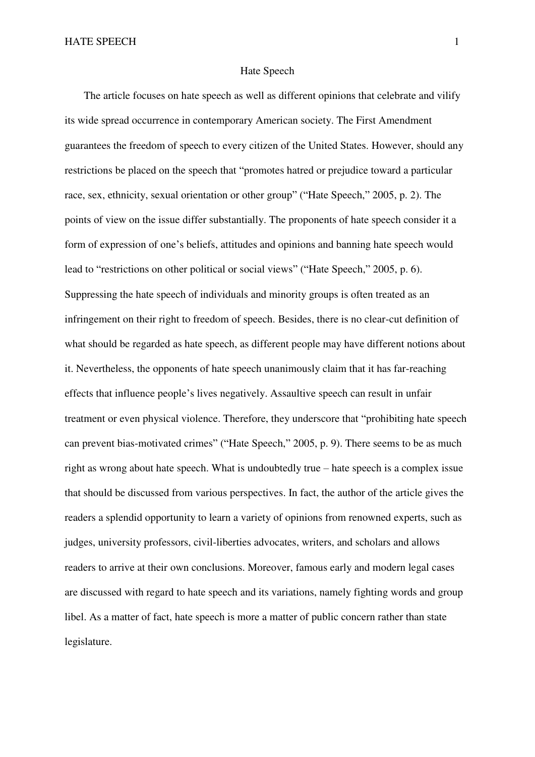# Hate Speech

The article focuses on hate speech as well as different opinions that celebrate and vilify its wide spread occurrence in contemporary American society. The First Amendment guarantees the freedom of speech to every citizen of the United States. However, should any restrictions be placed on the speech that "promotes hatred or prejudice toward a particular race, sex, ethnicity, sexual orientation or other group" ("Hate Speech," 2005, p. 2). The points of view on the issue differ substantially. The proponents of hate speech consider it a form of expression of one's beliefs, attitudes and opinions and banning hate speech would lead to "restrictions on other political or social views" ("Hate Speech," 2005, p. 6). Suppressing the hate speech of individuals and minority groups is often treated as an infringement on their right to freedom of speech. Besides, there is no clear-cut definition of what should be regarded as hate speech, as different people may have different notions about it. Nevertheless, the opponents of hate speech unanimously claim that it has far-reaching effects that influence people's lives negatively. Assaultive speech can result in unfair treatment or even physical violence. Therefore, they underscore that "prohibiting hate speech can prevent bias-motivated crimes" ("Hate Speech," 2005, p. 9). There seems to be as much right as wrong about hate speech. What is undoubtedly true – hate speech is a complex issue that should be discussed from various perspectives. In fact, the author of the article gives the readers a splendid opportunity to learn a variety of opinions from renowned experts, such as judges, university professors, civil-liberties advocates, writers, and scholars and allows readers to arrive at their own conclusions. Moreover, famous early and modern legal cases are discussed with regard to hate speech and its variations, namely fighting words and group libel. As a matter of fact, hate speech is more a matter of public concern rather than state legislature.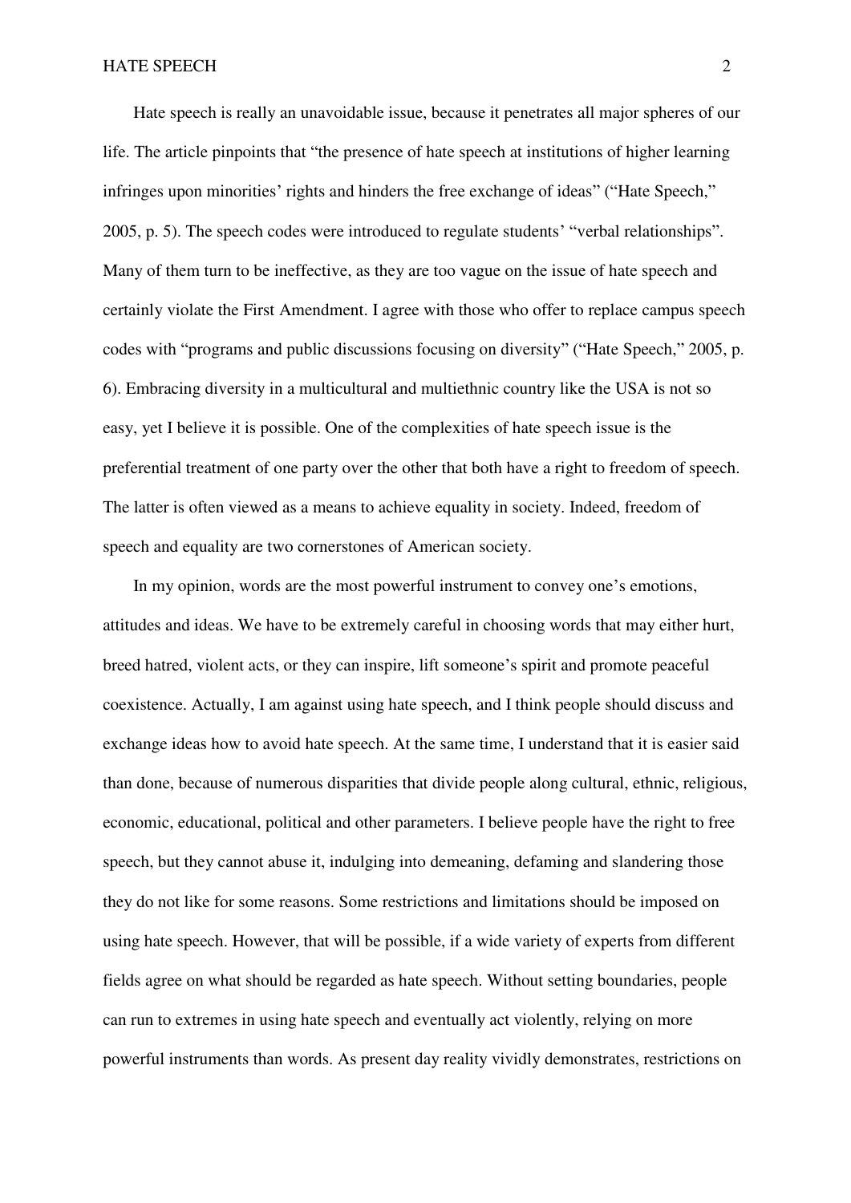Hate speech is really an unavoidable issue, because it penetrates all major spheres of our life. The article pinpoints that "the presence of hate speech at institutions of higher learning infringes upon minorities' rights and hinders the free exchange of ideas" ("Hate Speech," 2005, p. 5). The speech codes were introduced to regulate students' "verbal relationships". Many of them turn to be ineffective, as they are too vague on the issue of hate speech and certainly violate the First Amendment. I agree with those who offer to replace campus speech codes with "programs and public discussions focusing on diversity" ("Hate Speech," 2005, p. 6). Embracing diversity in a multicultural and multiethnic country like the USA is not so easy, yet I believe it is possible. One of the complexities of hate speech issue is the preferential treatment of one party over the other that both have a right to freedom of speech. The latter is often viewed as a means to achieve equality in society. Indeed, freedom of speech and equality are two cornerstones of American society.

In my opinion, words are the most powerful instrument to convey one's emotions, attitudes and ideas. We have to be extremely careful in choosing words that may either hurt, breed hatred, violent acts, or they can inspire, lift someone's spirit and promote peaceful coexistence. Actually, I am against using hate speech, and I think people should discuss and exchange ideas how to avoid hate speech. At the same time, I understand that it is easier said than done, because of numerous disparities that divide people along cultural, ethnic, religious, economic, educational, political and other parameters. I believe people have the right to free speech, but they cannot abuse it, indulging into demeaning, defaming and slandering those they do not like for some reasons. Some restrictions and limitations should be imposed on using hate speech. However, that will be possible, if a wide variety of experts from different fields agree on what should be regarded as hate speech. Without setting boundaries, people can run to extremes in using hate speech and eventually act violently, relying on more powerful instruments than words. As present day reality vividly demonstrates, restrictions on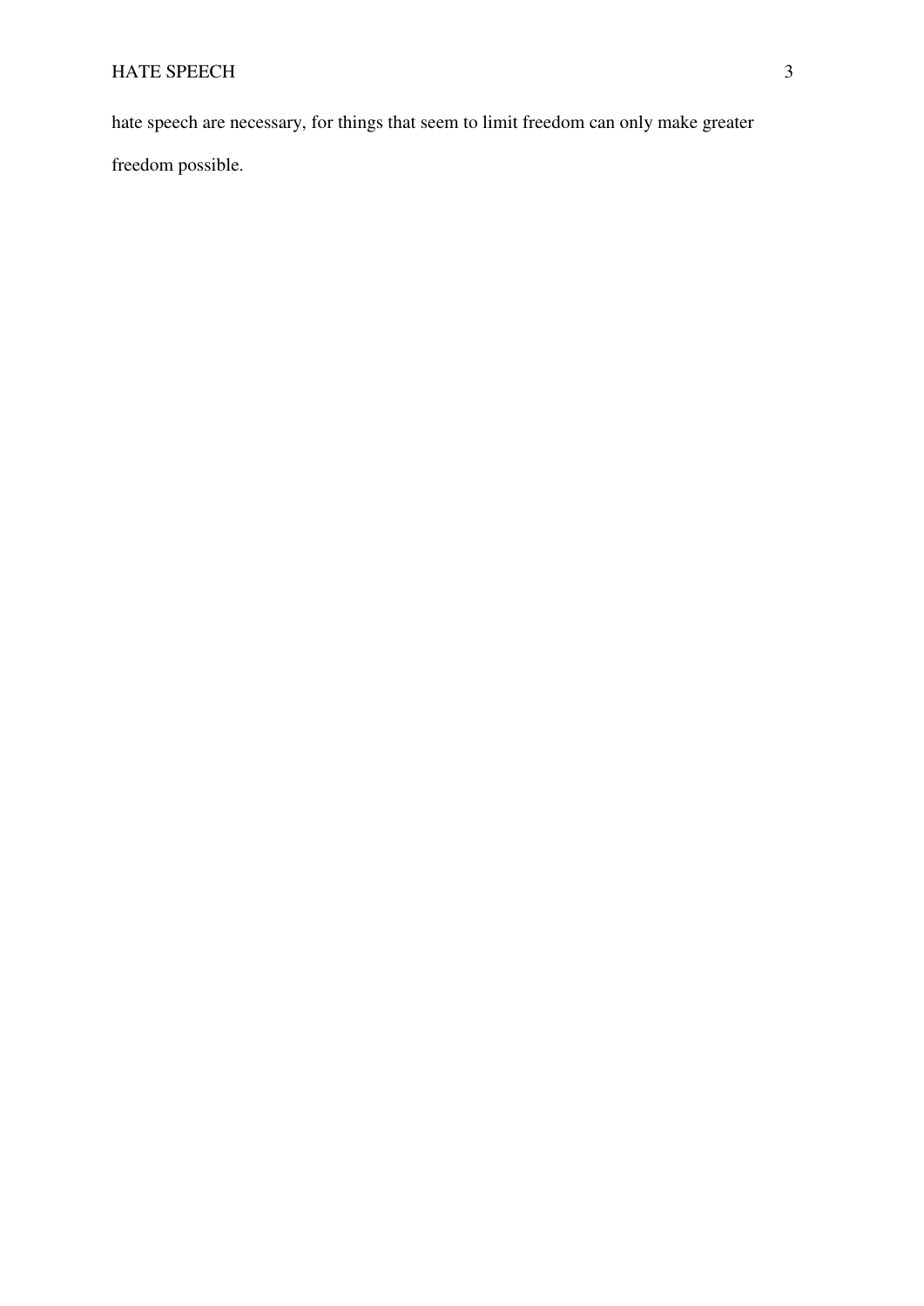hate speech are necessary, for things that seem to limit freedom can only make greater freedom possible.